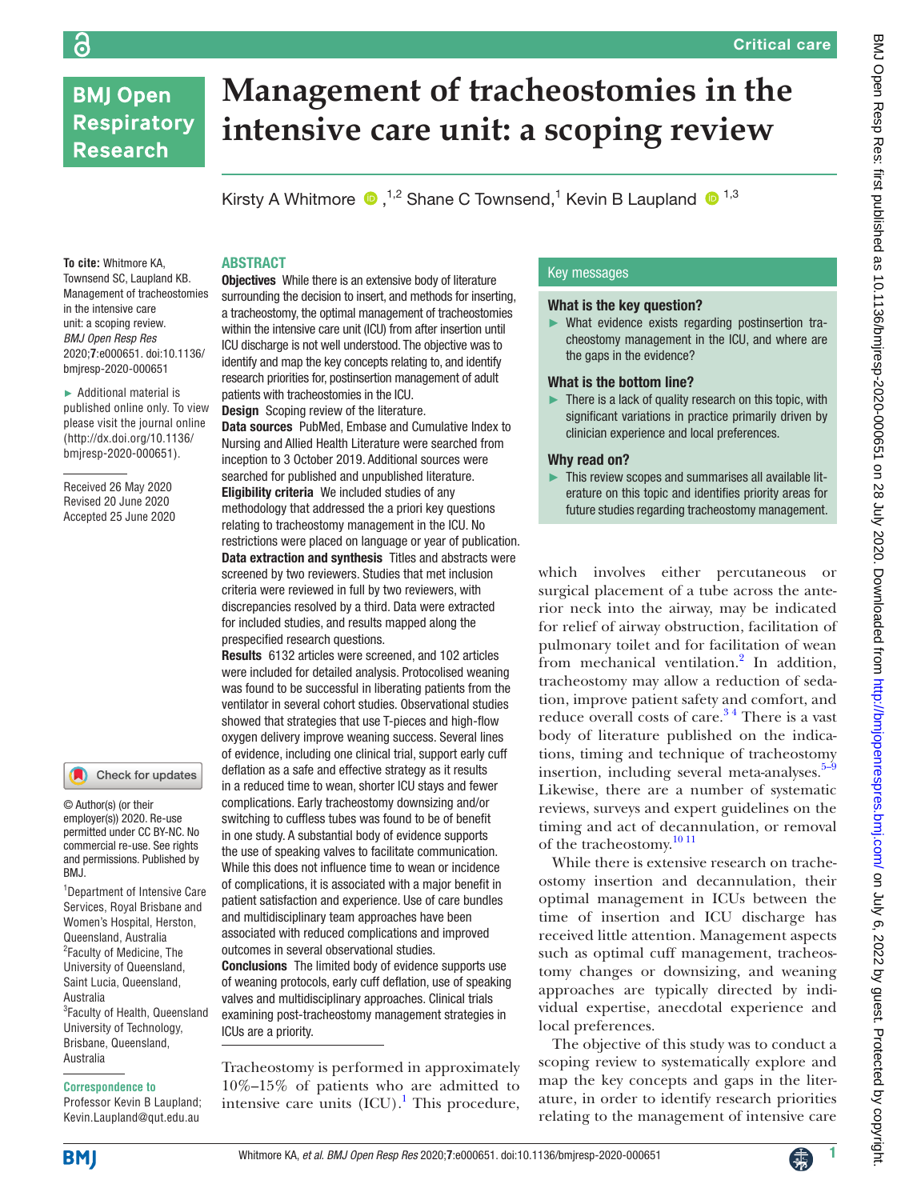# Management of tracheostomies in the intensive care unit: a scoping review

Kirsty A Whitmore,[1,2] Shane C Townsend,[1] Kevin B Laupland[1,3]

**To cite:** Whitmore KA, Townsend SC, Laupland KB. Management of tracheostomies in the intensive care unit: a scoping review. *BMJ Open Resp Res* 2020;**7**:e000651. doi:10.1136/bmjresp-2020-000651

► Additional material is published online only. To view please visit the journal online (http://dx.doi.org/10.1136/bmjresp-2020-000651).

Received 26 May 2020
Revised 20 June 2020
Accepted 25 June 2020

## ABSTRACT

**Objectives** While there is an extensive body of literature surrounding the decision to insert, and methods for inserting, a tracheostomy, the optimal management of tracheostomies within the intensive care unit (ICU) from after insertion until ICU discharge is not well understood. The objective was to identify and map the key concepts relating to, and identify research priorities for, postinsertion management of adult patients with tracheostomies in the ICU.

**Design** Scoping review of the literature.

**Data sources** PubMed, Embase and Cumulative Index to Nursing and Allied Health Literature were searched from inception to 3 October 2019. Additional sources were searched for published and unpublished literature.

**Eligibility criteria** We included studies of any methodology that addressed the a priori key questions relating to tracheostomy management in the ICU. No restrictions were placed on language or year of publication.

**Data extraction and synthesis** Titles and abstracts were screened by two reviewers. Studies that met inclusion criteria were reviewed in full by two reviewers, with discrepancies resolved by a third. Data were extracted for included studies, and results mapped along the prespecified research questions.

**Results** 6132 articles were screened, and 102 articles were included for detailed analysis. Protocolised weaning was found to be successful in liberating patients from the ventilator in several cohort studies. Observational studies showed that strategies that use T-pieces and high-flow oxygen delivery improve weaning success. Several lines of evidence, including one clinical trial, support early cuff deflation as a safe and effective strategy as it results in a reduced time to wean, shorter ICU stays and fewer complications. Early tracheostomy downsizing and/or switching to cuffless tubes was found to be of benefit in one study. A substantial body of evidence supports the use of speaking valves to facilitate communication. While this does not influence time to wean or incidence of complications, it is associated with a major benefit in patient satisfaction and experience. Use of care bundles and multidisciplinary team approaches have been associated with reduced complications and improved outcomes in several observational studies.

**Conclusions** The limited body of evidence supports use of weaning protocols, early cuff deflation, use of speaking valves and multidisciplinary approaches. Clinical trials examining post-tracheostomy management strategies in ICUs are a priority.

## Key messages

### What is the key question?

► What evidence exists regarding postinsertion tracheostomy management in the ICU, and where are the gaps in the evidence?

### What is the bottom line?

► There is a lack of quality research on this topic, with significant variations in practice primarily driven by clinician experience and local preferences.

### Why read on?

► This review scopes and summarises all available literature on this topic and identifies priority areas for future studies regarding tracheostomy management.

Tracheostomy is performed in approximately 10%–15% of patients who are admitted to intensive care units (ICU).[1] This procedure, which involves either percutaneous or surgical placement of a tube across the anterior neck into the airway, may be indicated for relief of airway obstruction, facilitation of pulmonary toilet and for facilitation of wean from mechanical ventilation.[2] In addition, tracheostomy may allow a reduction of sedation, improve patient safety and comfort, and reduce overall costs of care.[3,4] There is a vast body of literature published on the indications, timing and technique of tracheostomy insertion, including several meta-analyses.[5–9] Likewise, there are a number of systematic reviews, surveys and expert guidelines on the timing and act of decannulation, or removal of the tracheostomy.[10,11]

While there is extensive research on tracheostomy insertion and decannulation, their optimal management in ICUs between the time of insertion and ICU discharge has received little attention. Management aspects such as optimal cuff management, tracheostomy changes or downsizing, and weaning approaches are typically directed by individual expertise, anecdotal experience and local preferences.

The objective of this study was to conduct a scoping review to systematically explore and map the key concepts and gaps in the literature, in order to identify research priorities relating to the management of intensive care

© Author(s) (or their employer(s)) 2020. Re-use permitted under CC BY-NC. No commercial re-use. See rights and permissions. Published by BMJ.

[1]Department of Intensive Care Services, Royal Brisbane and Women's Hospital, Herston, Queensland, Australia
[2]Faculty of Medicine, The University of Queensland, Saint Lucia, Queensland, Australia
[3]Faculty of Health, Queensland University of Technology, Brisbane, Queensland, Australia

**Correspondence to**
Professor Kevin B Laupland; Kevin.Laupland@qut.edu.au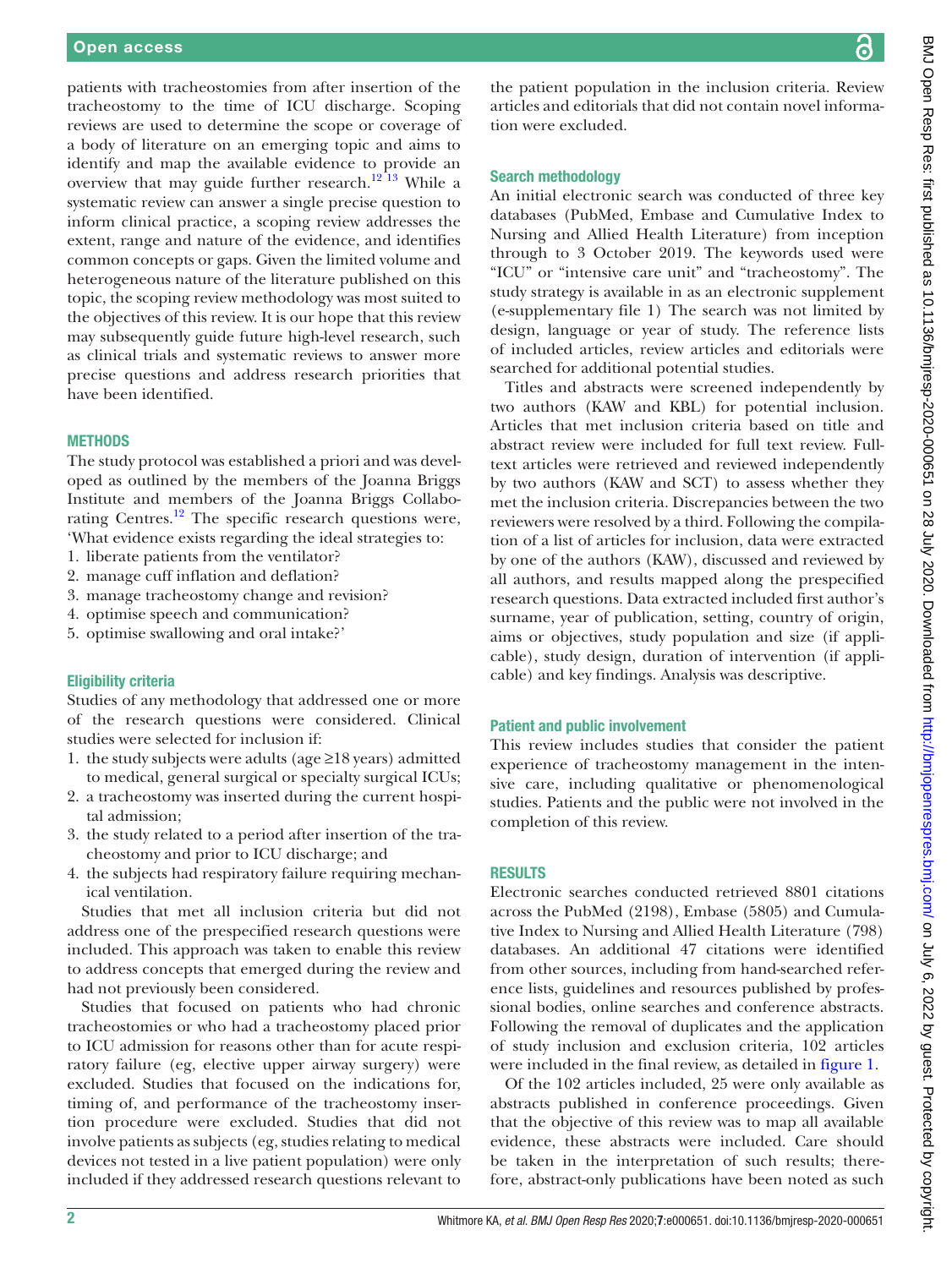patients with tracheostomies from after insertion of the tracheostomy to the time of ICU discharge. Scoping reviews are used to determine the scope or coverage of a body of literature on an emerging topic and aims to identify and map the available evidence to provide an overview that may guide further research.[12 13] While a systematic review can answer a single precise question to inform clinical practice, a scoping review addresses the extent, range and nature of the evidence, and identifies common concepts or gaps. Given the limited volume and heterogeneous nature of the literature published on this topic, the scoping review methodology was most suited to the objectives of this review. It is our hope that this review may subsequently guide future high-level research, such as clinical trials and systematic reviews to answer more precise questions and address research priorities that have been identified.

## METHODS

The study protocol was established a priori and was developed as outlined by the members of the Joanna Briggs Institute and members of the Joanna Briggs Collaborating Centres.[12] The specific research questions were, 'What evidence exists regarding the ideal strategies to:

1. liberate patients from the ventilator?
2. manage cuff inflation and deflation?
3. manage tracheostomy change and revision?
4. optimise speech and communication?
5. optimise swallowing and oral intake?'

### Eligibility criteria

Studies of any methodology that addressed one or more of the research questions were considered. Clinical studies were selected for inclusion if:

1. the study subjects were adults (age ≥18 years) admitted to medical, general surgical or specialty surgical ICUs;
2. a tracheostomy was inserted during the current hospital admission;
3. the study related to a period after insertion of the tracheostomy and prior to ICU discharge; and
4. the subjects had respiratory failure requiring mechanical ventilation.

Studies that met all inclusion criteria but did not address one of the prespecified research questions were included. This approach was taken to enable this review to address concepts that emerged during the review and had not previously been considered.

Studies that focused on patients who had chronic tracheostomies or who had a tracheostomy placed prior to ICU admission for reasons other than for acute respiratory failure (eg, elective upper airway surgery) were excluded. Studies that focused on the indications for, timing of, and performance of the tracheostomy insertion procedure were excluded. Studies that did not involve patients as subjects (eg, studies relating to medical devices not tested in a live patient population) were only included if they addressed research questions relevant to the patient population in the inclusion criteria. Review articles and editorials that did not contain novel information were excluded.

### Search methodology

An initial electronic search was conducted of three key databases (PubMed, Embase and Cumulative Index to Nursing and Allied Health Literature) from inception through to 3 October 2019. The keywords used were "ICU" or "intensive care unit" and "tracheostomy". The study strategy is available in as an electronic supplement (e-supplementary file 1) The search was not limited by design, language or year of study. The reference lists of included articles, review articles and editorials were searched for additional potential studies.

Titles and abstracts were screened independently by two authors (KAW and KBL) for potential inclusion. Articles that met inclusion criteria based on title and abstract review were included for full text review. Full-text articles were retrieved and reviewed independently by two authors (KAW and SCT) to assess whether they met the inclusion criteria. Discrepancies between the two reviewers were resolved by a third. Following the compilation of a list of articles for inclusion, data were extracted by one of the authors (KAW), discussed and reviewed by all authors, and results mapped along the prespecified research questions. Data extracted included first author's surname, year of publication, setting, country of origin, aims or objectives, study population and size (if applicable), study design, duration of intervention (if applicable) and key findings. Analysis was descriptive.

### Patient and public involvement

This review includes studies that consider the patient experience of tracheostomy management in the intensive care, including qualitative or phenomenological studies. Patients and the public were not involved in the completion of this review.

## RESULTS

Electronic searches conducted retrieved 8801 citations across the PubMed (2198), Embase (5805) and Cumulative Index to Nursing and Allied Health Literature (798) databases. An additional 47 citations were identified from other sources, including from hand-searched reference lists, guidelines and resources published by professional bodies, online searches and conference abstracts. Following the removal of duplicates and the application of study inclusion and exclusion criteria, 102 articles were included in the final review, as detailed in figure 1.

Of the 102 articles included, 25 were only available as abstracts published in conference proceedings. Given that the objective of this review was to map all available evidence, these abstracts were included. Care should be taken in the interpretation of such results; therefore, abstract-only publications have been noted as such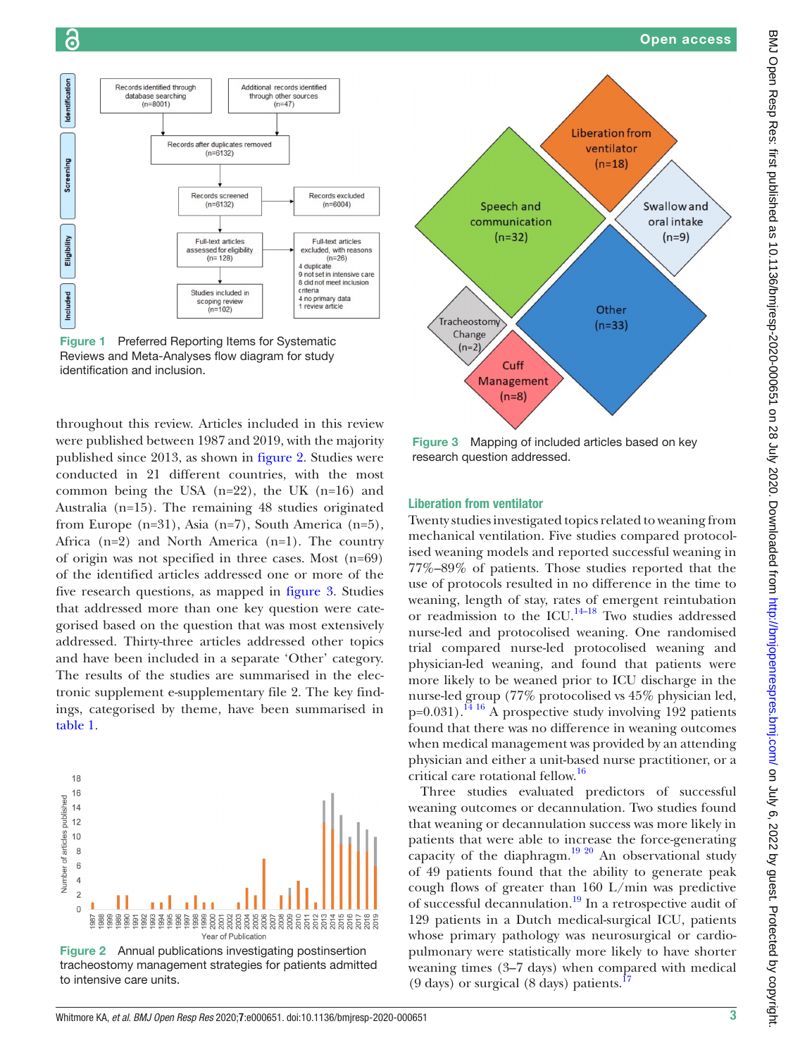Figure 1 Preferred Reporting Items for Systematic Reviews and Meta-Analyses flow diagram for study identification and inclusion.

throughout this review. Articles included in this review were published between 1987 and 2019, with the majority published since 2013, as shown in figure 2. Studies were conducted in 21 different countries, with the most common being the USA (n=22), the UK (n=16) and Australia (n=15). The remaining 48 studies originated from Europe (n=31), Asia (n=7), South America (n=5), Africa (n=2) and North America (n=1). The country of origin was not specified in three cases. Most (n=69) of the identified articles addressed one or more of the five research questions, as mapped in figure 3. Studies that addressed more than one key question were categorised based on the question that was most extensively addressed. Thirty-three articles addressed other topics and have been included in a separate 'Other' category. The results of the studies are summarised in the electronic supplement e-supplementary file 2. The key findings, categorised by theme, have been summarised in table 1.

Figure 2 Annual publications investigating postinsertion tracheostomy management strategies for patients admitted to intensive care units.

Figure 3 Mapping of included articles based on key research question addressed.

## Liberation from ventilator

Twenty studies investigated topics related to weaning from mechanical ventilation. Five studies compared protocolised weaning models and reported successful weaning in 77%–89% of patients. Those studies reported that the use of protocols resulted in no difference in the time to weaning, length of stay, rates of emergent reintubation or readmission to the ICU.[14–18] Two studies addressed nurse-led and protocolised weaning. One randomised trial compared nurse-led protocolised weaning and physician-led weaning, and found that patients were more likely to be weaned prior to ICU discharge in the nurse-led group (77% protocolised vs 45% physician led, p=0.031).[14 16] A prospective study involving 192 patients found that there was no difference in weaning outcomes when medical management was provided by an attending physician and either a unit-based nurse practitioner, or a critical care rotational fellow.[16]

Three studies evaluated predictors of successful weaning outcomes or decannulation. Two studies found that weaning or decannulation success was more likely in patients that were able to increase the force-generating capacity of the diaphragm.[19 20] An observational study of 49 patients found that the ability to generate peak cough flows of greater than 160 L/min was predictive of successful decannulation.[19] In a retrospective audit of 129 patients in a Dutch medical-surgical ICU, patients whose primary pathology was neurosurgical or cardiopulmonary were statistically more likely to have shorter weaning times (3–7 days) when compared with medical (9 days) or surgical (8 days) patients.[17]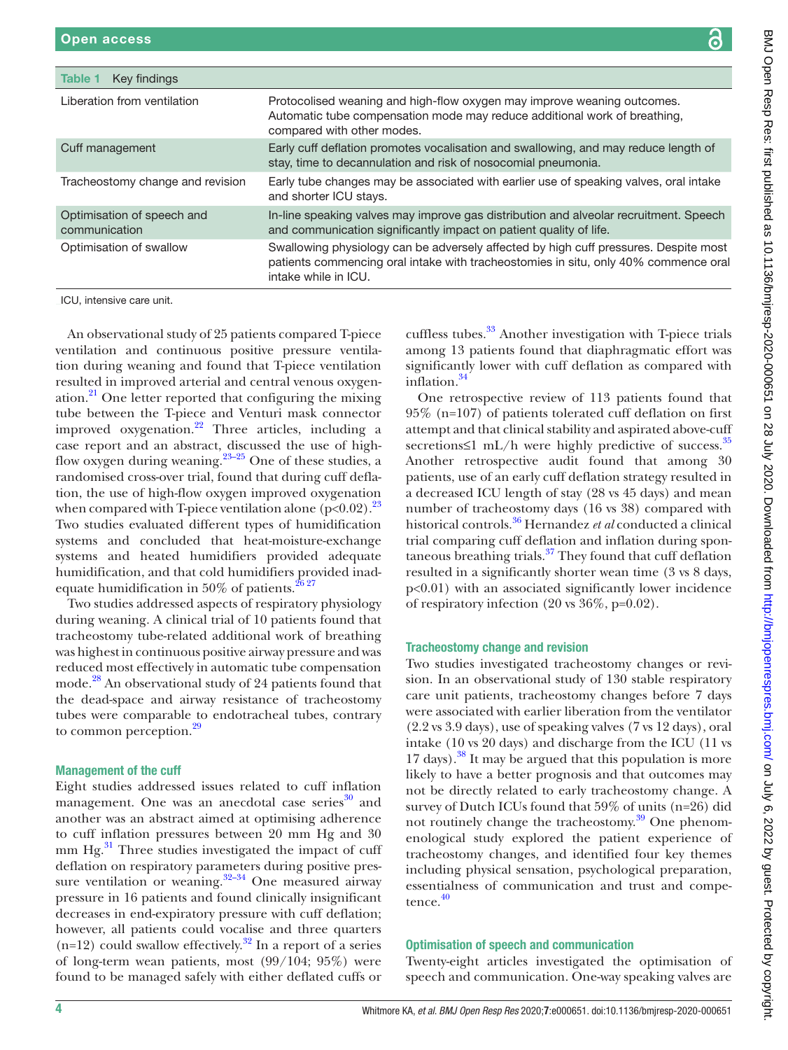Table 1 Key findings

| | |
|---|---|
| Liberation from ventilation | Protocolised weaning and high-flow oxygen may improve weaning outcomes. Automatic tube compensation mode may reduce additional work of breathing, compared with other modes. |
| Cuff management | Early cuff deflation promotes vocalisation and swallowing, and may reduce length of stay, time to decannulation and risk of nosocomial pneumonia. |
| Tracheostomy change and revision | Early tube changes may be associated with earlier use of speaking valves, oral intake and shorter ICU stays. |
| Optimisation of speech and communication | In-line speaking valves may improve gas distribution and alveolar recruitment. Speech and communication significantly impact on patient quality of life. |
| Optimisation of swallow | Swallowing physiology can be adversely affected by high cuff pressures. Despite most patients commencing oral intake with tracheostomies in situ, only 40% commence oral intake while in ICU. |

ICU, intensive care unit.

An observational study of 25 patients compared T-piece ventilation and continuous positive pressure ventilation during weaning and found that T-piece ventilation resulted in improved arterial and central venous oxygenation.[21] One letter reported that configuring the mixing tube between the T-piece and Venturi mask connector improved oxygenation.[22] Three articles, including a case report and an abstract, discussed the use of high-flow oxygen during weaning.[23–25] One of these studies, a randomised cross-over trial, found that during cuff deflation, the use of high-flow oxygen improved oxygenation when compared with T-piece ventilation alone ($p<0.02$).[23] Two studies evaluated different types of humidification systems and concluded that heat-moisture-exchange systems and heated humidifiers provided adequate humidification, and that cold humidifiers provided inadequate humidification in 50% of patients.[26 27]

Two studies addressed aspects of respiratory physiology during weaning. A clinical trial of 10 patients found that tracheostomy tube-related additional work of breathing was highest in continuous positive airway pressure and was reduced most effectively in automatic tube compensation mode.[28] An observational study of 24 patients found that the dead-space and airway resistance of tracheostomy tubes were comparable to endotracheal tubes, contrary to common perception.[29]

### Management of the cuff

Eight studies addressed issues related to cuff inflation management. One was an anecdotal case series[30] and another was an abstract aimed at optimising adherence to cuff inflation pressures between 20 mm Hg and 30 mm Hg.[31] Three studies investigated the impact of cuff deflation on respiratory parameters during positive pressure ventilation or weaning.[32–34] One measured airway pressure in 16 patients and found clinically insignificant decreases in end-expiratory pressure with cuff deflation; however, all patients could vocalise and three quarters (n=12) could swallow effectively.[32] In a report of a series of long-term wean patients, most (99/104; 95%) were found to be managed safely with either deflated cuffs or cuffless tubes.[33] Another investigation with T-piece trials among 13 patients found that diaphragmatic effort was significantly lower with cuff deflation as compared with inflation.[34]

One retrospective review of 113 patients found that 95% (n=107) of patients tolerated cuff deflation on first attempt and that clinical stability and aspirated above-cuff secretions≤1 mL/h were highly predictive of success.[35] Another retrospective audit found that among 30 patients, use of an early cuff deflation strategy resulted in a decreased ICU length of stay (28 vs 45 days) and mean number of tracheostomy days (16 vs 38) compared with historical controls.[36] Hernandez *et al* conducted a clinical trial comparing cuff deflation and inflation during spontaneous breathing trials.[37] They found that cuff deflation resulted in a significantly shorter wean time (3 vs 8 days, $p<0.01$) with an associated significantly lower incidence of respiratory infection (20 vs 36%, $p=0.02$).

### Tracheostomy change and revision

Two studies investigated tracheostomy changes or revision. In an observational study of 130 stable respiratory care unit patients, tracheostomy changes before 7 days were associated with earlier liberation from the ventilator (2.2 vs 3.9 days), use of speaking valves (7 vs 12 days), oral intake (10 vs 20 days) and discharge from the ICU (11 vs 17 days).[38] It may be argued that this population is more likely to have a better prognosis and that outcomes may not be directly related to early tracheostomy change. A survey of Dutch ICUs found that 59% of units (n=26) did not routinely change the tracheostomy.[39] One phenomenological study explored the patient experience of tracheostomy changes, and identified four key themes including physical sensation, psychological preparation, essentialness of communication and trust and competence.[40]

### Optimisation of speech and communication

Twenty-eight articles investigated the optimisation of speech and communication. One-way speaking valves are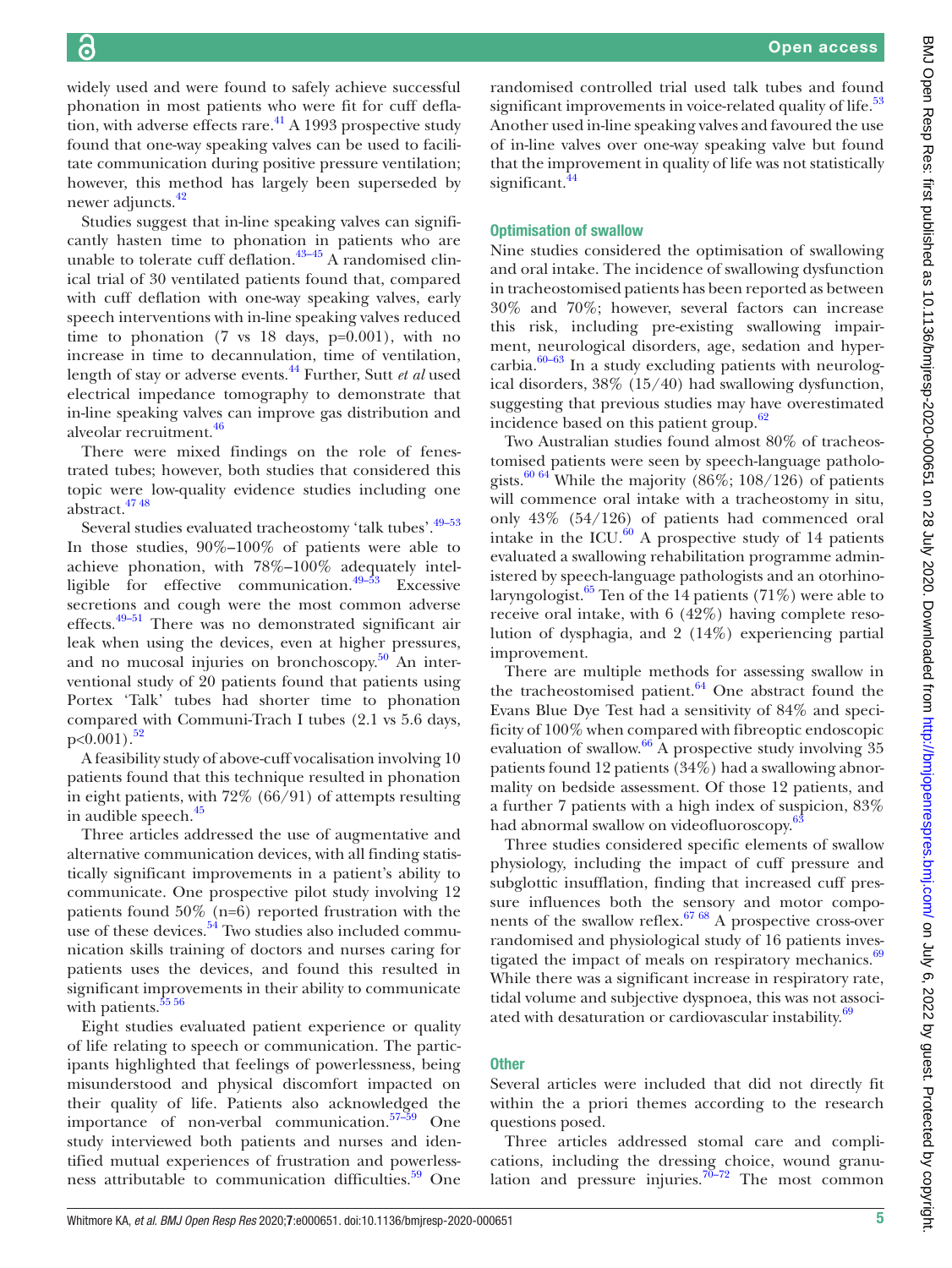widely used and were found to safely achieve successful phonation in most patients who were fit for cuff deflation, with adverse effects rare.[41] A 1993 prospective study found that one-way speaking valves can be used to facilitate communication during positive pressure ventilation; however, this method has largely been superseded by newer adjuncts.[42]

Studies suggest that in-line speaking valves can significantly hasten time to phonation in patients who are unable to tolerate cuff deflation.[43–45] A randomised clinical trial of 30 ventilated patients found that, compared with cuff deflation with one-way speaking valves, early speech interventions with in-line speaking valves reduced time to phonation (7 vs 18 days, p=0.001), with no increase in time to decannulation, time of ventilation, length of stay or adverse events.[44] Further, Sutt *et al* used electrical impedance tomography to demonstrate that in-line speaking valves can improve gas distribution and alveolar recruitment.[46]

There were mixed findings on the role of fenestrated tubes; however, both studies that considered this topic were low-quality evidence studies including one abstract.[47 48]

Several studies evaluated tracheostomy 'talk tubes'.[49–53] In those studies, 90%–100% of patients were able to achieve phonation, with 78%–100% adequately intelligible for effective communication.[49–53] Excessive secretions and cough were the most common adverse effects.[49–51] There was no demonstrated significant air leak when using the devices, even at higher pressures, and no mucosal injuries on bronchoscopy.[50] An interventional study of 20 patients found that patients using Portex 'Talk' tubes had shorter time to phonation compared with Communi-Trach I tubes (2.1 vs 5.6 days, p<0.001).[52]

A feasibility study of above-cuff vocalisation involving 10 patients found that this technique resulted in phonation in eight patients, with 72% (66/91) of attempts resulting in audible speech.[45]

Three articles addressed the use of augmentative and alternative communication devices, with all finding statistically significant improvements in a patient's ability to communicate. One prospective pilot study involving 12 patients found 50% (n=6) reported frustration with the use of these devices.[54] Two studies also included communication skills training of doctors and nurses caring for patients uses the devices, and found this resulted in significant improvements in their ability to communicate with patients.[55 56]

Eight studies evaluated patient experience or quality of life relating to speech or communication. The participants highlighted that feelings of powerlessness, being misunderstood and physical discomfort impacted on their quality of life. Patients also acknowledged the importance of non-verbal communication.[57–59] One study interviewed both patients and nurses and identified mutual experiences of frustration and powerlessness attributable to communication difficulties.[59] One randomised controlled trial used talk tubes and found significant improvements in voice-related quality of life.[53] Another used in-line speaking valves and favoured the use of in-line valves over one-way speaking valve but found that the improvement in quality of life was not statistically significant.[44]

### Optimisation of swallow

Nine studies considered the optimisation of swallowing and oral intake. The incidence of swallowing dysfunction in tracheostomised patients has been reported as between 30% and 70%; however, several factors can increase this risk, including pre-existing swallowing impairment, neurological disorders, age, sedation and hypercarbia.[60–63] In a study excluding patients with neurological disorders, 38% (15/40) had swallowing dysfunction, suggesting that previous studies may have overestimated incidence based on this patient group.[62]

Two Australian studies found almost 80% of tracheostomised patients were seen by speech-language pathologists.[60 64] While the majority (86%; 108/126) of patients will commence oral intake with a tracheostomy in situ, only 43% (54/126) of patients had commenced oral intake in the ICU.[60] A prospective study of 14 patients evaluated a swallowing rehabilitation programme administered by speech-language pathologists and an otorhinolaryngologist.[65] Ten of the 14 patients (71%) were able to receive oral intake, with 6 (42%) having complete resolution of dysphagia, and 2 (14%) experiencing partial improvement.

There are multiple methods for assessing swallow in the tracheostomised patient.[64] One abstract found the Evans Blue Dye Test had a sensitivity of 84% and specificity of 100% when compared with fibreoptic endoscopic evaluation of swallow.[66] A prospective study involving 35 patients found 12 patients (34%) had a swallowing abnormality on bedside assessment. Of those 12 patients, and a further 7 patients with a high index of suspicion, 83% had abnormal swallow on videofluoroscopy.[63]

Three studies considered specific elements of swallow physiology, including the impact of cuff pressure and subglottic insufflation, finding that increased cuff pressure influences both the sensory and motor components of the swallow reflex.[67 68] A prospective cross-over randomised and physiological study of 16 patients investigated the impact of meals on respiratory mechanics.[69] While there was a significant increase in respiratory rate, tidal volume and subjective dyspnoea, this was not associated with desaturation or cardiovascular instability.[69]

### Other

Several articles were included that did not directly fit within the a priori themes according to the research questions posed.

Three articles addressed stomal care and complications, including the dressing choice, wound granulation and pressure injuries.[70–72] The most common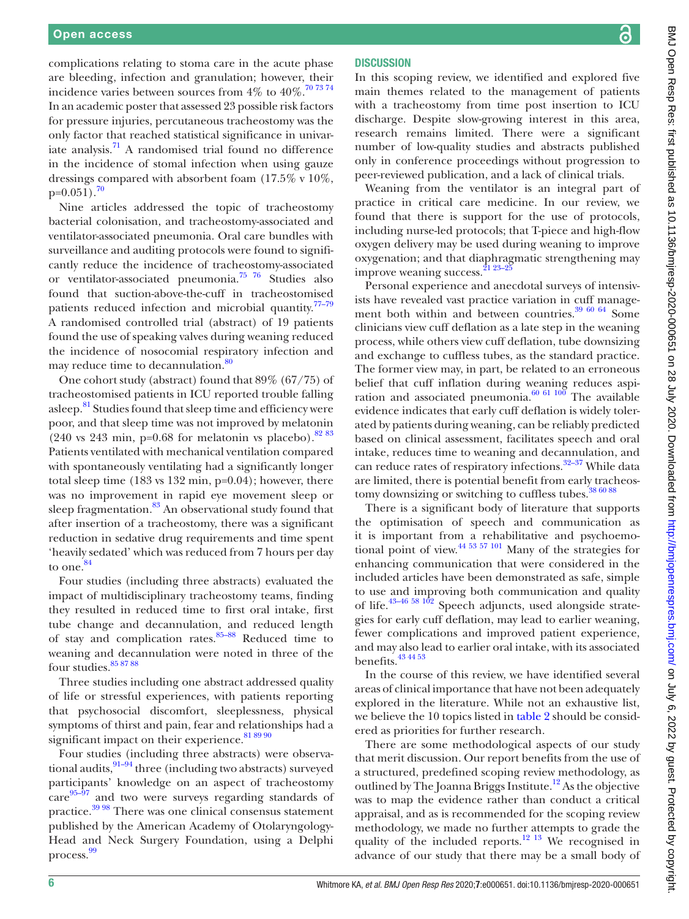complications relating to stoma care in the acute phase are bleeding, infection and granulation; however, their incidence varies between sources from 4% to 40%.[70 73 74] In an academic poster that assessed 23 possible risk factors for pressure injuries, percutaneous tracheostomy was the only factor that reached statistical significance in univariate analysis.[71] A randomised trial found no difference in the incidence of stomal infection when using gauze dressings compared with absorbent foam (17.5% v 10%, p=0.051).[70]

Nine articles addressed the topic of tracheostomy bacterial colonisation, and tracheostomy-associated and ventilator-associated pneumonia. Oral care bundles with surveillance and auditing protocols were found to significantly reduce the incidence of tracheostomy-associated or ventilator-associated pneumonia.[75 76] Studies also found that suction-above-the-cuff in tracheostomised patients reduced infection and microbial quantity.[77–79] A randomised controlled trial (abstract) of 19 patients found the use of speaking valves during weaning reduced the incidence of nosocomial respiratory infection and may reduce time to decannulation.[80]

One cohort study (abstract) found that 89% (67/75) of tracheostomised patients in ICU reported trouble falling asleep.[81] Studies found that sleep time and efficiency were poor, and that sleep time was not improved by melatonin (240 vs 243 min, p=0.68 for melatonin vs placebo).[82 83] Patients ventilated with mechanical ventilation compared with spontaneously ventilating had a significantly longer total sleep time (183 vs 132 min, p=0.04); however, there was no improvement in rapid eye movement sleep or sleep fragmentation.[83] An observational study found that after insertion of a tracheostomy, there was a significant reduction in sedative drug requirements and time spent 'heavily sedated' which was reduced from 7 hours per day to one.[84]

Four studies (including three abstracts) evaluated the impact of multidisciplinary tracheostomy teams, finding they resulted in reduced time to first oral intake, first tube change and decannulation, and reduced length of stay and complication rates.[85–88] Reduced time to weaning and decannulation were noted in three of the four studies.[85 87 88]

Three studies including one abstract addressed quality of life or stressful experiences, with patients reporting that psychosocial discomfort, sleeplessness, physical symptoms of thirst and pain, fear and relationships had a significant impact on their experience.[81 89 90]

Four studies (including three abstracts) were observational audits,[91–94] three (including two abstracts) surveyed participants' knowledge on an aspect of tracheostomy care[95–97] and two were surveys regarding standards of practice.[39 98] There was one clinical consensus statement published by the American Academy of Otolaryngology-Head and Neck Surgery Foundation, using a Delphi process.[99]

## DISCUSSION

In this scoping review, we identified and explored five main themes related to the management of patients with a tracheostomy from time post insertion to ICU discharge. Despite slow-growing interest in this area, research remains limited. There were a significant number of low-quality studies and abstracts published only in conference proceedings without progression to peer-reviewed publication, and a lack of clinical trials.

Weaning from the ventilator is an integral part of practice in critical care medicine. In our review, we found that there is support for the use of protocols, including nurse-led protocols; that T-piece and high-flow oxygen delivery may be used during weaning to improve oxygenation; and that diaphragmatic strengthening may improve weaning success.[21 23–25]

Personal experience and anecdotal surveys of intensivists have revealed vast practice variation in cuff management both within and between countries.[39 60 64] Some clinicians view cuff deflation as a late step in the weaning process, while others view cuff deflation, tube downsizing and exchange to cuffless tubes, as the standard practice. The former view may, in part, be related to an erroneous belief that cuff inflation during weaning reduces aspiration and associated pneumonia.[60 61 100] The available evidence indicates that early cuff deflation is widely tolerated by patients during weaning, can be reliably predicted based on clinical assessment, facilitates speech and oral intake, reduces time to weaning and decannulation, and can reduce rates of respiratory infections.[32–37] While data are limited, there is potential benefit from early tracheostomy downsizing or switching to cuffless tubes.[38 60 88]

There is a significant body of literature that supports the optimisation of speech and communication as it is important from a rehabilitative and psychoemotional point of view.[44 53 57 101] Many of the strategies for enhancing communication that were considered in the included articles have been demonstrated as safe, simple to use and improving both communication and quality of life.[43–46 58 102] Speech adjuncts, used alongside strategies for early cuff deflation, may lead to earlier weaning, fewer complications and improved patient experience, and may also lead to earlier oral intake, with its associated benefits.[43 44 53]

In the course of this review, we have identified several areas of clinical importance that have not been adequately explored in the literature. While not an exhaustive list, we believe the 10 topics listed in table 2 should be considered as priorities for further research.

There are some methodological aspects of our study that merit discussion. Our report benefits from the use of a structured, predefined scoping review methodology, as outlined by The Joanna Briggs Institute.[12] As the objective was to map the evidence rather than conduct a critical appraisal, and as is recommended for the scoping review methodology, we made no further attempts to grade the quality of the included reports.[12 13] We recognised in advance of our study that there may be a small body of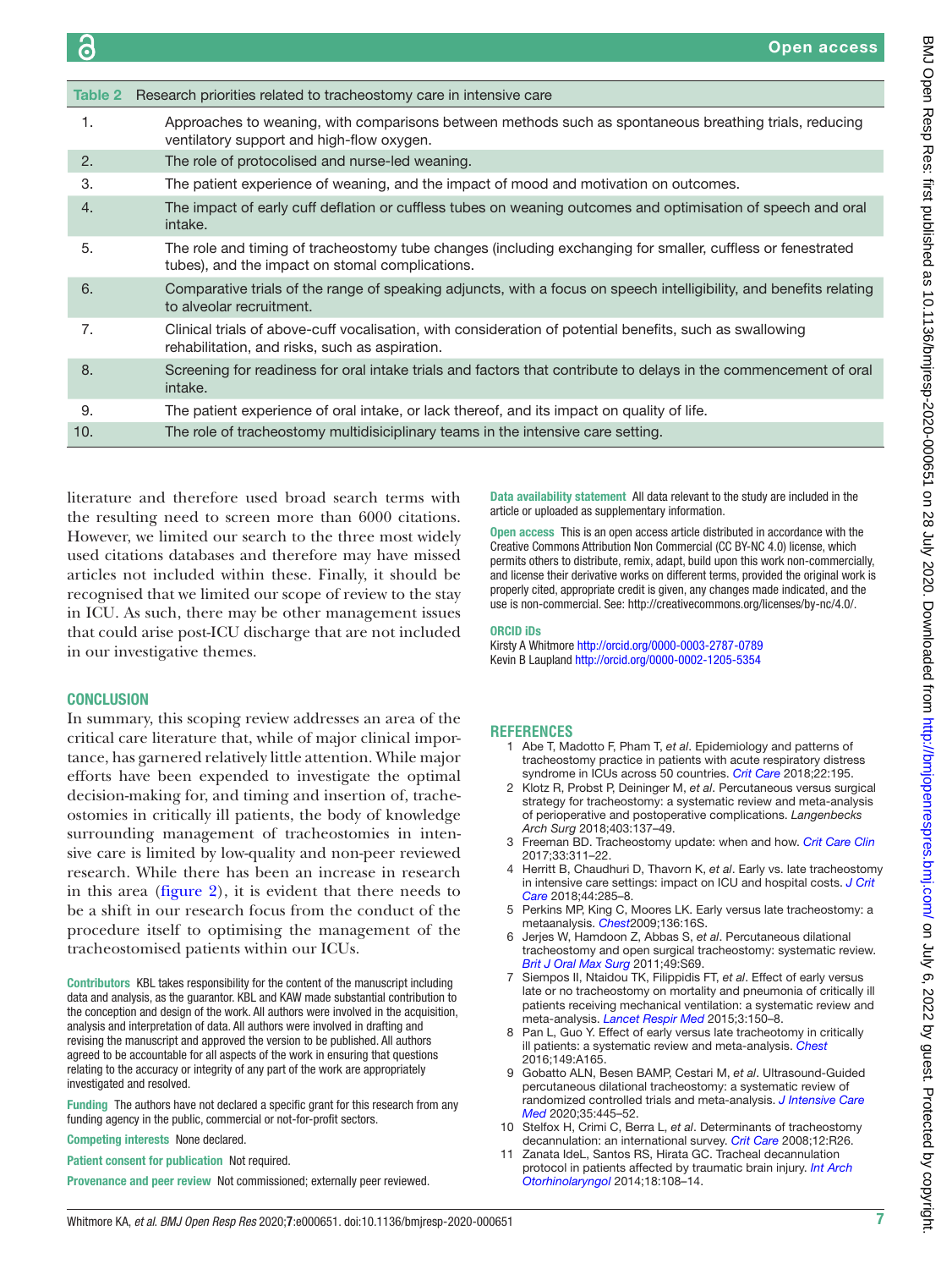**Table 2** Research priorities related to tracheostomy care in intensive care

| | |
|---|---|
| 1. | Approaches to weaning, with comparisons between methods such as spontaneous breathing trials, reducing ventilatory support and high-flow oxygen. |
| 2. | The role of protocolised and nurse-led weaning. |
| 3. | The patient experience of weaning, and the impact of mood and motivation on outcomes. |
| 4. | The impact of early cuff deflation or cuffless tubes on weaning outcomes and optimisation of speech and oral intake. |
| 5. | The role and timing of tracheostomy tube changes (including exchanging for smaller, cuffless or fenestrated tubes), and the impact on stomal complications. |
| 6. | Comparative trials of the range of speaking adjuncts, with a focus on speech intelligibility, and benefits relating to alveolar recruitment. |
| 7. | Clinical trials of above-cuff vocalisation, with consideration of potential benefits, such as swallowing rehabilitation, and risks, such as aspiration. |
| 8. | Screening for readiness for oral intake trials and factors that contribute to delays in the commencement of oral intake. |
| 9. | The patient experience of oral intake, or lack thereof, and its impact on quality of life. |
| 10. | The role of tracheostomy multidisiciplinary teams in the intensive care setting. |

literature and therefore used broad search terms with the resulting need to screen more than 6000 citations. However, we limited our search to the three most widely used citations databases and therefore may have missed articles not included within these. Finally, it should be recognised that we limited our scope of review to the stay in ICU. As such, there may be other management issues that could arise post-ICU discharge that are not included in our investigative themes.

## CONCLUSION

In summary, this scoping review addresses an area of the critical care literature that, while of major clinical importance, has garnered relatively little attention. While major efforts have been expended to investigate the optimal decision-making for, and timing and insertion of, tracheostomies in critically ill patients, the body of knowledge surrounding management of tracheostomies in intensive care is limited by low-quality and non-peer reviewed research. While there has been an increase in research in this area (figure 2), it is evident that there needs to be a shift in our research focus from the conduct of the procedure itself to optimising the management of the tracheostomised patients within our ICUs.

**Contributors** KBL takes responsibility for the content of the manuscript including data and analysis, as the guarantor. KBL and KAW made substantial contribution to the conception and design of the work. All authors were involved in the acquisition, analysis and interpretation of data. All authors were involved in drafting and revising the manuscript and approved the version to be published. All authors agreed to be accountable for all aspects of the work in ensuring that questions relating to the accuracy or integrity of any part of the work are appropriately investigated and resolved.

**Funding** The authors have not declared a specific grant for this research from any funding agency in the public, commercial or not-for-profit sectors.

**Competing interests** None declared.

**Patient consent for publication** Not required.

**Provenance and peer review** Not commissioned; externally peer reviewed.

**Data availability statement** All data relevant to the study are included in the article or uploaded as supplementary information.

**Open access** This is an open access article distributed in accordance with the Creative Commons Attribution Non Commercial (CC BY-NC 4.0) license, which permits others to distribute, remix, adapt, build upon this work non-commercially, and license their derivative works on different terms, provided the original work is properly cited, appropriate credit is given, any changes made indicated, and the use is non-commercial. See: http://creativecommons.org/licenses/by-nc/4.0/.

**ORCID iDs**

Kirsty A Whitmore http://orcid.org/0000-0003-2787-0789
Kevin B Laupland http://orcid.org/0000-0002-1205-5354

## REFERENCES

1. Abe T, Madotto F, Pham T, *et al*. Epidemiology and patterns of tracheostomy practice in patients with acute respiratory distress syndrome in ICUs across 50 countries. *Crit Care* 2018;22:195.
2. Klotz R, Probst P, Deininger M, *et al*. Percutaneous versus surgical strategy for tracheostomy: a systematic review and meta-analysis of perioperative and postoperative complications. *Langenbecks Arch Surg* 2018;403:137–49.
3. Freeman BD. Tracheostomy update: when and how. *Crit Care Clin* 2017;33:311–22.
4. Herritt B, Chaudhuri D, Thavorn K, *et al*. Early vs. late tracheostomy in intensive care settings: impact on ICU and hospital costs. *J Crit Care* 2018;44:285–8.
5. Perkins MP, King C, Moores LK. Early versus late tracheostomy: a metaanalysis. *Chest*2009;136:16S.
6. Jerjes W, Hamdoon Z, Abbas S, *et al*. Percutaneous dilational tracheostomy and open surgical tracheostomy: systematic review. *Brit J Oral Max Surg* 2011;49:S69.
7. Siempos II, Ntaidou TK, Filippidis FT, *et al*. Effect of early versus late or no tracheostomy on mortality and pneumonia of critically ill patients receiving mechanical ventilation: a systematic review and meta-analysis. *Lancet Respir Med* 2015;3:150–8.
8. Pan L, Guo Y. Effect of early versus late tracheotomy in critically ill patients: a systematic review and meta-analysis. *Chest* 2016;149:A165.
9. Gobatto ALN, Besen BAMP, Cestari M, *et al*. Ultrasound-Guided percutaneous dilational tracheostomy: a systematic review of randomized controlled trials and meta-analysis. *J Intensive Care Med* 2020;35:445–52.
10. Stelfox H, Crimi C, Berra L, *et al*. Determinants of tracheostomy decannulation: an international survey. *Crit Care* 2008;12:R26.
11. Zanata IdeL, Santos RS, Hirata GC. Tracheal decannulation protocol in patients affected by traumatic brain injury. *Int Arch Otorhinolaryngol* 2014;18:108–14.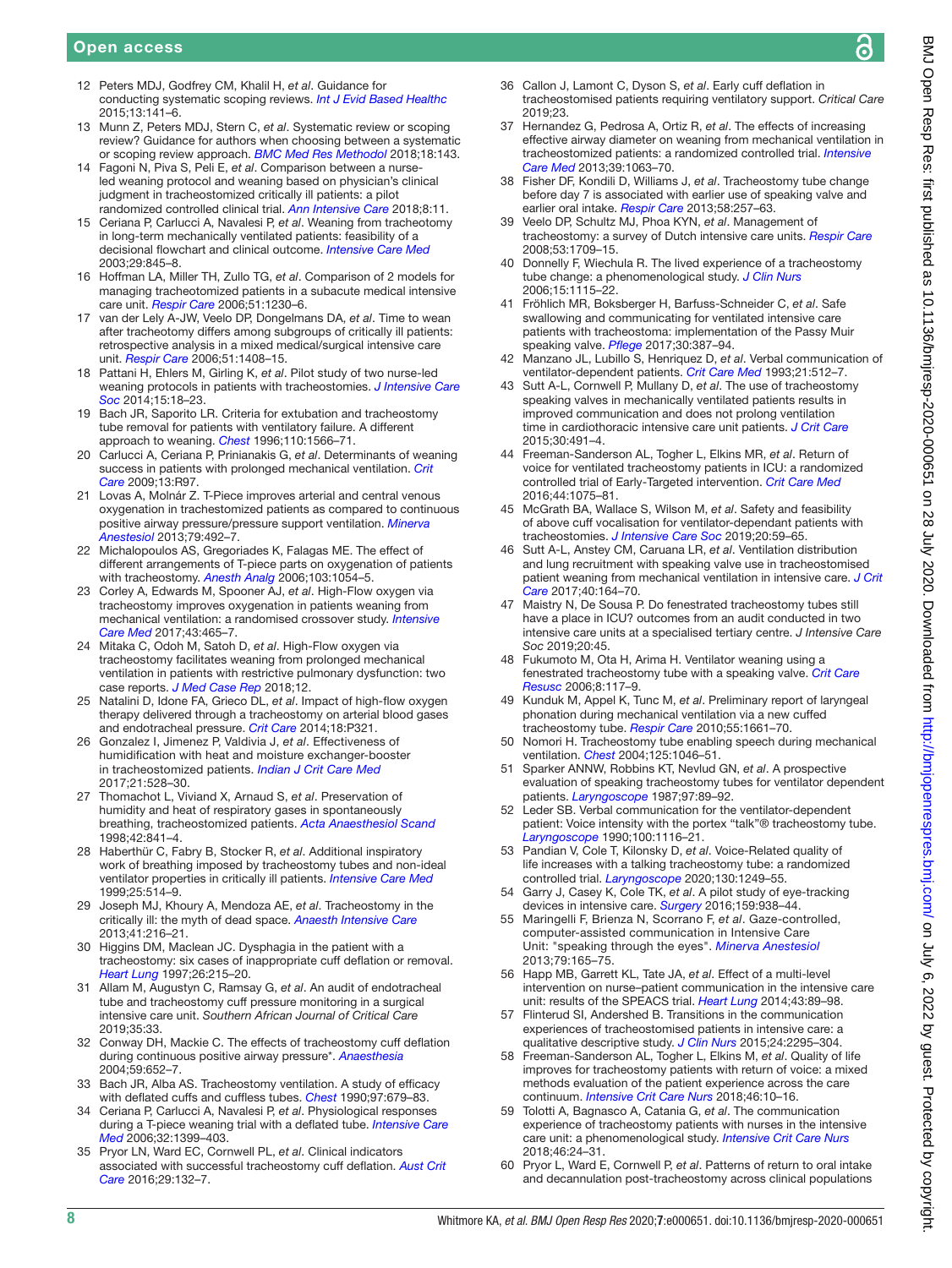12. Peters MDJ, Godfrey CM, Khalil H, *et al*. Guidance for conducting systematic scoping reviews. *Int J Evid Based Healthc* 2015;13:141–6.
13. Munn Z, Peters MDJ, Stern C, *et al*. Systematic review or scoping review? Guidance for authors when choosing between a systematic or scoping review approach. *BMC Med Res Methodol* 2018;18:143.
14. Fagoni N, Piva S, Peli E, *et al*. Comparison between a nurse-led weaning protocol and weaning based on physician's clinical judgment in tracheostomized critically ill patients: a pilot randomized controlled clinical trial. *Ann Intensive Care* 2018;8:11.
15. Ceriana P, Carlucci A, Navalesi P, *et al*. Weaning from tracheotomy in long-term mechanically ventilated patients: feasibility of a decisional flowchart and clinical outcome. *Intensive Care Med* 2003;29:845–8.
16. Hoffman LA, Miller TH, Zullo TG, *et al*. Comparison of 2 models for managing tracheotomized patients in a subacute medical intensive care unit. *Respir Care* 2006;51:1230–6.
17. van der Lely A-JW, Veelo DP, Dongelmans DA, *et al*. Time to wean after tracheotomy differs among subgroups of critically ill patients: retrospective analysis in a mixed medical/surgical intensive care unit. *Respir Care* 2006;51:1408–15.
18. Pattani H, Ehlers M, Girling K, *et al*. Pilot study of two nurse-led weaning protocols in patients with tracheostomies. *J Intensive Care Soc* 2014;15:18–23.
19. Bach JR, Saporito LR. Criteria for extubation and tracheostomy tube removal for patients with ventilatory failure. A different approach to weaning. *Chest* 1996;110:1566–71.
20. Carlucci A, Ceriana P, Prinianakis G, *et al*. Determinants of weaning success in patients with prolonged mechanical ventilation. *Crit Care* 2009;13:R97.
21. Lovas A, Molnár Z. T-Piece improves arterial and central venous oxygenation in trachestomized patients as compared to continuous positive airway pressure/pressure support ventilation. *Minerva Anestesiol* 2013;79:492–7.
22. Michalopoulos AS, Gregoriades K, Falagas ME. The effect of different arrangements of T-piece parts on oxygenation of patients with tracheotomy. *Anesth Analg* 2006;103:1054–5.
23. Corley A, Edwards M, Spooner AJ, *et al*. High-Flow oxygen via tracheostomy improves oxygenation in patients weaning from mechanical ventilation: a randomised crossover study. *Intensive Care Med* 2017;43:465–7.
24. Mitaka C, Odoh M, Satoh D, *et al*. High-Flow oxygen via tracheostomy facilitates weaning from prolonged mechanical ventilation in patients with restrictive pulmonary dysfunction: two case reports. *J Med Case Rep* 2018;12.
25. Natalini D, Idone FA, Grieco DL, *et al*. Impact of high-flow oxygen therapy delivered through a tracheostomy on arterial blood gases and endotracheal pressure. *Crit Care* 2014;18:P321.
26. Gonzalez I, Jimenez P, Valdivia J, *et al*. Effectiveness of humidification with heat and moisture exchanger-booster in tracheostomized patients. *Indian J Crit Care Med* 2017;21:528–30.
27. Thomachot L, Viviand X, Arnaud S, *et al*. Preservation of humidity and heat of respiratory gases in spontaneously breathing, tracheostomized patients. *Acta Anaesthesiol Scand* 1998;42:841–4.
28. Haberthür C, Fabry B, Stocker R, *et al*. Additional inspiratory work of breathing imposed by tracheostomy tubes and non-ideal ventilator properties in critically ill patients. *Intensive Care Med* 1999;25:514–9.
29. Joseph MJ, Khoury A, Mendoza AE, *et al*. Tracheostomy in the critically ill: the myth of dead space. *Anaesth Intensive Care* 2013;41:216–21.
30. Higgins DM, Maclean JC. Dysphagia in the patient with a tracheostomy: six cases of inappropriate cuff deflation or removal. *Heart Lung* 1997;26:215–20.
31. Allam M, Augustyn C, Ramsay G, *et al*. An audit of endotracheal tube and tracheostomy cuff pressure monitoring in a surgical intensive care unit. Southern African Journal of Critical Care 2019;35:33.
32. Conway DH, Mackie C. The effects of tracheostomy cuff deflation during continuous positive airway pressure*. *Anaesthesia* 2004;59:652–7.
33. Bach JR, Alba AS. Tracheostomy ventilation. A study of efficacy with deflated cuffs and cuffless tubes. *Chest* 1990;97:679–83.
34. Ceriana P, Carlucci A, Navalesi P, *et al*. Physiological responses during a T-piece weaning trial with a deflated tube. *Intensive Care Med* 2006;32:1399–403.
35. Pryor LN, Ward EC, Cornwell PL, *et al*. Clinical indicators associated with successful tracheostomy cuff deflation. *Aust Crit Care* 2016;29:132–7.
36. Callon J, Lamont C, Dyson S, *et al*. Early cuff deflation in tracheostomised patients requiring ventilatory support. Critical Care 2019;23.
37. Hernandez G, Pedrosa A, Ortiz R, *et al*. The effects of increasing effective airway diameter on weaning from mechanical ventilation in tracheostomized patients: a randomized controlled trial. *Intensive Care Med* 2013;39:1063–70.
38. Fisher DF, Kondili D, Williams J, *et al*. Tracheostomy tube change before day 7 is associated with earlier use of speaking valve and earlier oral intake. *Respir Care* 2013;58:257–63.
39. Veelo DP, Schultz MJ, Phoa KYN, *et al*. Management of tracheostomy: a survey of Dutch intensive care units. *Respir Care* 2008;53:1709–15.
40. Donnelly F, Wiechula R. The lived experience of a tracheostomy tube change: a phenomenological study. *J Clin Nurs* 2006;15:1115–22.
41. Fröhlich MR, Boksberger H, Barfuss-Schneider C, *et al*. Safe swallowing and communicating for ventilated intensive care patients with tracheostoma: implementation of the Passy Muir speaking valve. *Pflege* 2017;30:387–94.
42. Manzano JL, Lubillo S, Henriquez D, *et al*. Verbal communication of ventilator-dependent patients. *Crit Care Med* 1993;21:512–7.
43. Sutt A-L, Cornwell P, Mullany D, *et al*. The use of tracheostomy speaking valves in mechanically ventilated patients results in improved communication and does not prolong ventilation time in cardiothoracic intensive care unit patients. *J Crit Care* 2015;30:491–4.
44. Freeman-Sanderson AL, Togher L, Elkins MR, *et al*. Return of voice for ventilated tracheostomy patients in ICU: a randomized controlled trial of Early-Targeted intervention. *Crit Care Med* 2016;44:1075–81.
45. McGrath BA, Wallace S, Wilson M, *et al*. Safety and feasibility of above cuff vocalisation for ventilator-dependant patients with tracheostomies. *J Intensive Care Soc* 2019;20:59–65.
46. Sutt A-L, Anstey CM, Caruana LR, *et al*. Ventilation distribution and lung recruitment with speaking valve use in tracheostomised patient weaning from mechanical ventilation in intensive care. *J Crit Care* 2017;40:164–70.
47. Maistry N, De Sousa P. Do fenestrated tracheostomy tubes still have a place in ICU? outcomes from an audit conducted in two intensive care units at a specialised tertiary centre. J Intensive Care Soc 2019;20:45.
48. Fukumoto M, Ota H, Arima H. Ventilator weaning using a fenestrated tracheostomy tube with a speaking valve. *Crit Care Resusc* 2006;8:117–9.
49. Kunduk M, Appel K, Tunc M, *et al*. Preliminary report of laryngeal phonation during mechanical ventilation via a new cuffed tracheostomy tube. *Respir Care* 2010;55:1661–70.
50. Nomori H. Tracheostomy tube enabling speech during mechanical ventilation. *Chest* 2004;125:1046–51.
51. Sparker ANNW, Robbins KT, Nevlud GN, *et al*. A prospective evaluation of speaking tracheostomy tubes for ventilator dependent patients. *Laryngoscope* 1987;97:89–92.
52. Leder SB. Verbal communication for the ventilator-dependent patient: Voice intensity with the portex "talk"® tracheostomy tube. *Laryngoscope* 1990;100:1116–21.
53. Pandian V, Cole T, Kilonsky D, *et al*. Voice-Related quality of life increases with a talking tracheostomy tube: a randomized controlled trial. *Laryngoscope* 2020;130:1249–55.
54. Garry J, Casey K, Cole TK, *et al*. A pilot study of eye-tracking devices in intensive care. *Surgery* 2016;159:938–44.
55. Maringelli F, Brienza N, Scorrano F, *et al*. Gaze-controlled, computer-assisted communication in Intensive Care Unit: "speaking through the eyes". *Minerva Anestesiol* 2013;79:165–75.
56. Happ MB, Garrett KL, Tate JA, *et al*. Effect of a multi-level intervention on nurse–patient communication in the intensive care unit: results of the SPEACS trial. *Heart Lung* 2014;43:89–98.
57. Flinterud SI, Andershed B. Transitions in the communication experiences of tracheostomised patients in intensive care: a qualitative descriptive study. *J Clin Nurs* 2015;24:2295–304.
58. Freeman-Sanderson AL, Togher L, Elkins M, *et al*. Quality of life improves for tracheostomy patients with return of voice: a mixed methods evaluation of the patient experience across the care continuum. *Intensive Crit Care Nurs* 2018;46:10–16.
59. Tolotti A, Bagnasco A, Catania G, *et al*. The communication experience of tracheostomy patients with nurses in the intensive care unit: a phenomenological study. *Intensive Crit Care Nurs* 2018;46:24–31.
60. Pryor L, Ward E, Cornwell P, *et al*. Patterns of return to oral intake and decannulation post-tracheostomy across clinical populations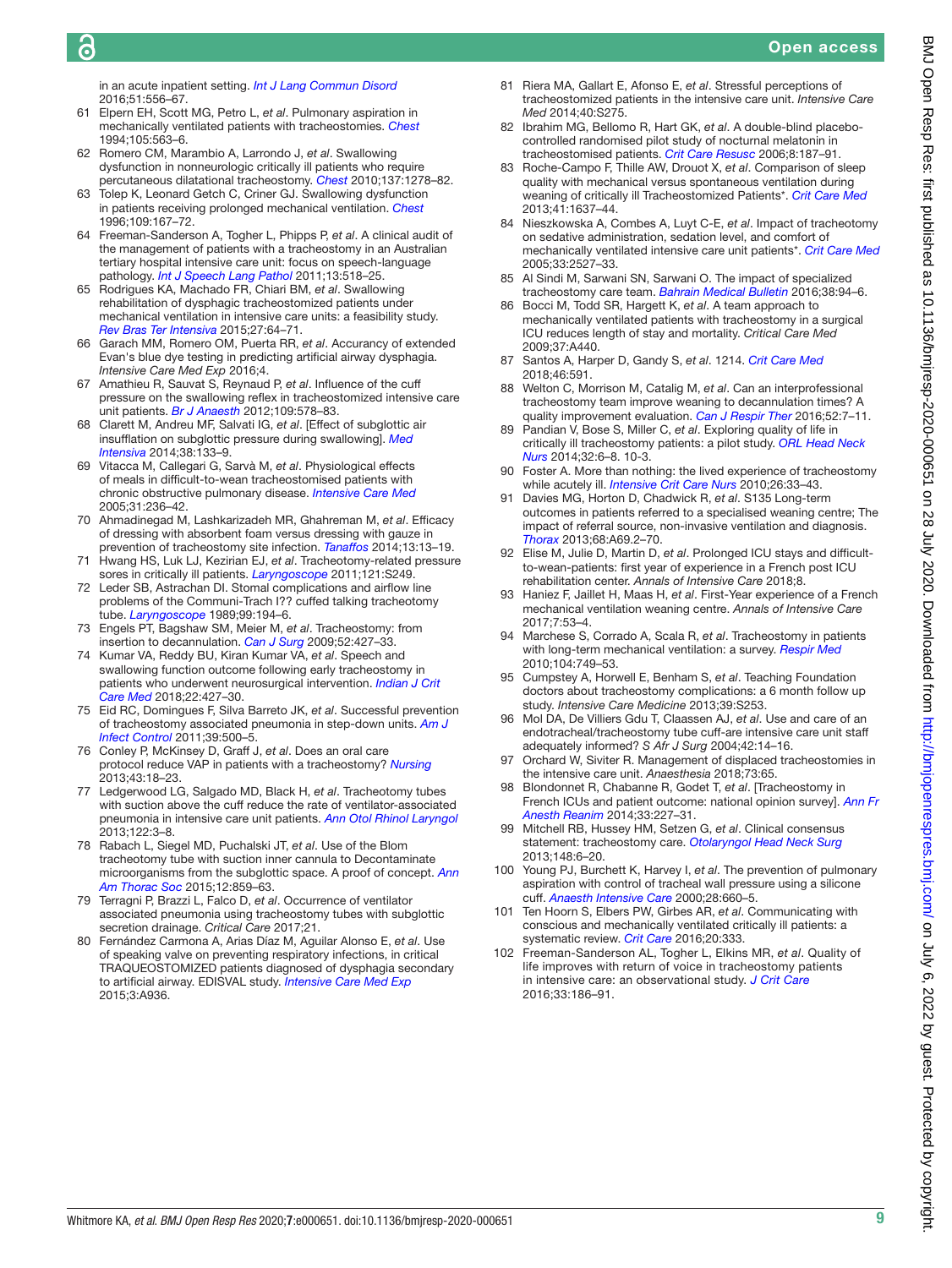in an acute inpatient setting. *Int J Lang Commun Disord* 2016;51:556–67.

61 Elpern EH, Scott MG, Petro L, *et al*. Pulmonary aspiration in mechanically ventilated patients with tracheostomies. *Chest* 1994;105:563–6.

62 Romero CM, Marambio A, Larrondo J, *et al*. Swallowing dysfunction in nonneurologic critically ill patients who require percutaneous dilatational tracheostomy. *Chest* 2010;137:1278–82.

63 Tolep K, Leonard Getch C, Criner GJ. Swallowing dysfunction in patients receiving prolonged mechanical ventilation. *Chest* 1996;109:167–72.

64 Freeman-Sanderson A, Togher L, Phipps P, *et al*. A clinical audit of the management of patients with a tracheostomy in an Australian tertiary hospital intensive care unit: focus on speech-language pathology. *Int J Speech Lang Pathol* 2011;13:518–25.

65 Rodrigues KA, Machado FR, Chiari BM, *et al*. Swallowing rehabilitation of dysphagic tracheostomized patients under mechanical ventilation in intensive care units: a feasibility study. *Rev Bras Ter Intensiva* 2015;27:64–71.

66 Garach MM, Romero OM, Puerta RR, *et al*. Accurancy of extended Evan's blue dye testing in predicting artificial airway dysphagia. *Intensive Care Med Exp* 2016;4.

67 Amathieu R, Sauvat S, Reynaud P, *et al*. Influence of the cuff pressure on the swallowing reflex in tracheostomized intensive care unit patients. *Br J Anaesth* 2012;109:578–83.

68 Clarett M, Andreu MF, Salvati IG, *et al*. [Effect of subglottic air insufflation on subglottic pressure during swallowing]. *Med Intensiva* 2014;38:133–9.

69 Vitacca M, Callegari G, Sarvà M, *et al*. Physiological effects of meals in difficult-to-wean tracheostomised patients with chronic obstructive pulmonary disease. *Intensive Care Med* 2005;31:236–42.

70 Ahmadinegad M, Lashkarizadeh MR, Ghahreman M, *et al*. Efficacy of dressing with absorbent foam versus dressing with gauze in prevention of tracheostomy site infection. *Tanaffos* 2014;13:13–19.

71 Hwang HS, Luk LJ, Kezirian EJ, *et al*. Tracheotomy-related pressure sores in critically ill patients. *Laryngoscope* 2011;121:S249.

72 Leder SB, Astrachan DI. Stomal complications and airflow line problems of the Communi-Trach I?? cuffed talking tracheotomy tube. *Laryngoscope* 1989;99:194–6.

73 Engels PT, Bagshaw SM, Meier M, *et al*. Tracheostomy: from insertion to decannulation. *Can J Surg* 2009;52:427–33.

74 Kumar VA, Reddy BU, Kiran Kumar VA, *et al*. Speech and swallowing function outcome following early tracheostomy in patients who underwent neurosurgical intervention. *Indian J Crit Care Med* 2018;22:427–30.

75 Eid RC, Domingues F, Silva Barreto JK, *et al*. Successful prevention of tracheostomy associated pneumonia in step-down units. *Am J Infect Control* 2011;39:500–5.

76 Conley P, McKinsey D, Graff J, *et al*. Does an oral care protocol reduce VAP in patients with a tracheostomy? *Nursing* 2013;43:18–23.

77 Ledgerwood LG, Salgado MD, Black H, *et al*. Tracheotomy tubes with suction above the cuff reduce the rate of ventilator-associated pneumonia in intensive care unit patients. *Ann Otol Rhinol Laryngol* 2013;122:3–8.

78 Rabach L, Siegel MD, Puchalski JT, *et al*. Use of the Blom tracheotomy tube with suction inner cannula to Decontaminate microorganisms from the subglottic space. A proof of concept. *Ann Am Thorac Soc* 2015;12:859–63.

79 Terragni P, Brazzi L, Falco D, *et al*. Occurrence of ventilator associated pneumonia using tracheostomy tubes with subglottic secretion drainage. *Critical Care* 2017;21.

80 Fernández Carmona A, Arias Díaz M, Aguilar Alonso E, *et al*. Use of speaking valve on preventing respiratory infections, in critical TRAQUEOSTOMIZED patients diagnosed of dysphagia secondary to artificial airway. EDISVAL study. *Intensive Care Med Exp* 2015;3:A936.

81 Riera MA, Gallart E, Afonso E, *et al*. Stressful perceptions of tracheostomized patients in the intensive care unit. *Intensive Care Med* 2014;40:S275.

82 Ibrahim MG, Bellomo R, Hart GK, *et al*. A double-blind placebo-controlled randomised pilot study of nocturnal melatonin in tracheostomised patients. *Crit Care Resusc* 2006;8:187–91.

83 Roche-Campo F, Thille AW, Drouot X, *et al*. Comparison of sleep quality with mechanical versus spontaneous ventilation during weaning of critically ill Tracheostomized Patients*. *Crit Care Med* 2013;41:1637–44.

84 Nieszkowska A, Combes A, Luyt C-E, *et al*. Impact of tracheotomy on sedative administration, sedation level, and comfort of mechanically ventilated intensive care unit patients*. *Crit Care Med* 2005;33:2527–33.

85 Al Sindi M, Sarwani SN, Sarwani O. The impact of specialized tracheostomy care team. *Bahrain Medical Bulletin* 2016;38:94–6.

86 Bocci M, Todd SR, Hargett K, *et al*. A team approach to mechanically ventilated patients with tracheostomy in a surgical ICU reduces length of stay and mortality. *Critical Care Med* 2009;37:A440.

87 Santos A, Harper D, Gandy S, *et al*. 1214. *Crit Care Med* 2018;46:591.

88 Welton C, Morrison M, Catalig M, *et al*. Can an interprofessional tracheostomy team improve weaning to decannulation times? A quality improvement evaluation. *Can J Respir Ther* 2016;52:7–11.

89 Pandian V, Bose S, Miller C, *et al*. Exploring quality of life in critically ill tracheostomy patients: a pilot study. *ORL Head Neck Nurs* 2014;32:6–8. 10-3.

90 Foster A. More than nothing: the lived experience of tracheostomy while acutely ill. *Intensive Crit Care Nurs* 2010;26:33–43.

91 Davies MG, Horton D, Chadwick R, *et al*. S135 Long-term outcomes in patients referred to a specialised weaning centre; The impact of referral source, non-invasive ventilation and diagnosis. *Thorax* 2013;68:A69.2–70.

92 Elise M, Julie D, Martin D, *et al*. Prolonged ICU stays and difficult-to-wean-patients: first year of experience in a French post ICU rehabilitation center. *Annals of Intensive Care* 2018;8.

93 Haniez F, Jaillet H, Maas H, *et al*. First-Year experience of a French mechanical ventilation weaning centre. *Annals of Intensive Care* 2017;7:53–4.

94 Marchese S, Corrado A, Scala R, *et al*. Tracheostomy in patients with long-term mechanical ventilation: a survey. *Respir Med* 2010;104:749–53.

95 Cumpstey A, Horwell E, Benham S, *et al*. Teaching Foundation doctors about tracheostomy complications: a 6 month follow up study. *Intensive Care Medicine* 2013;39:S253.

96 Mol DA, De Villiers Gdu T, Claassen AJ, *et al*. Use and care of an endotracheal/tracheostomy tube cuff-are intensive care unit staff adequately informed? *S Afr J Surg* 2004;42:14–16.

97 Orchard W, Siviter R. Management of displaced tracheostomies in the intensive care unit. *Anaesthesia* 2018;73:65.

98 Blondonnet R, Chabanne R, Godet T, *et al*. [Tracheostomy in French ICUs and patient outcome: national opinion survey]. *Ann Fr Anesth Reanim* 2014;33:227–31.

99 Mitchell RB, Hussey HM, Setzen G, *et al*. Clinical consensus statement: tracheostomy care. *Otolaryngol Head Neck Surg* 2013;148:6–20.

100 Young PJ, Burchett K, Harvey I, *et al*. The prevention of pulmonary aspiration with control of tracheal wall pressure using a silicone cuff. *Anaesth Intensive Care* 2000;28:660–5.

101 Ten Hoorn S, Elbers PW, Girbes AR, *et al*. Communicating with conscious and mechanically ventilated critically ill patients: a systematic review. *Crit Care* 2016;20:333.

102 Freeman-Sanderson A, Togher L, Elkins MR, *et al*. Quality of life improves with return of voice in tracheostomy patients in intensive care: an observational study. *J Crit Care* 2016;33:186–91.